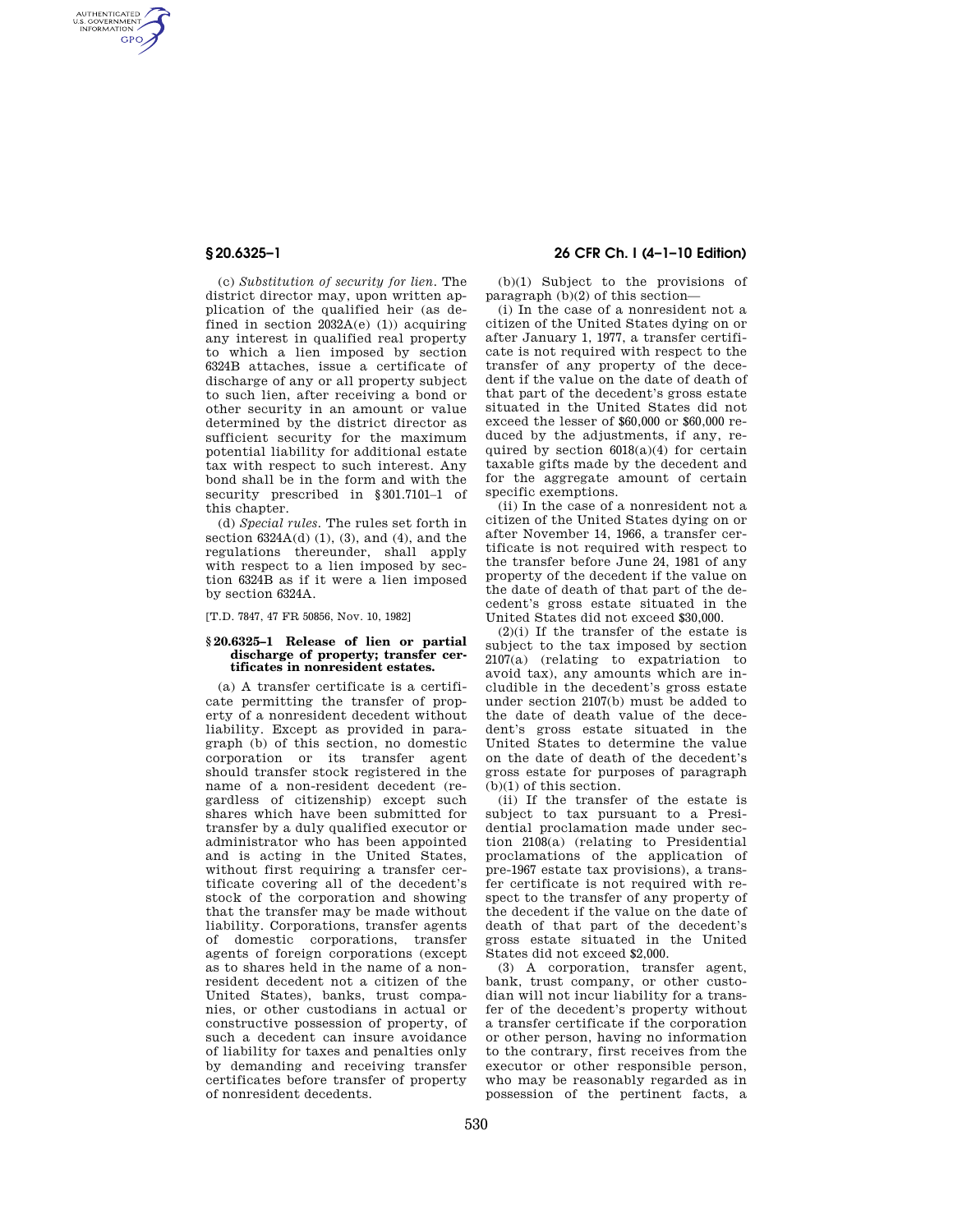(c) *Substitution of security for lien.* The district director may, upon written application of the qualified heir (as defined in section 2032A(e) (1)) acquiring any interest in qualified real property to which a lien imposed by section 6324B attaches, issue a certificate of discharge of any or all property subject to such lien, after receiving a bond or other security in an amount or value determined by the district director as sufficient security for the maximum potential liability for additional estate tax with respect to such interest. Any bond shall be in the form and with the security prescribed in §301.7101–1 of this chapter.

(d) *Special rules.* The rules set forth in section 6324A(d) (1), (3), and (4), and the regulations thereunder, shall apply with respect to a lien imposed by section 6324B as if it were a lien imposed by section 6324A.

[T.D. 7847, 47 FR 50856, Nov. 10, 1982]

### §20.6325–1 Release of lien or partial discharge of property; transfer certificates in nonresident estates.

(a) A transfer certificate is a certificate permitting the transfer of property of a nonresident decedent without liability. Except as provided in paragraph (b) of this section, no domestic corporation or its transfer agent should transfer stock registered in the name of a non-resident decedent (regardless of citizenship) except such shares which have been submitted for transfer by a duly qualified executor or administrator who has been appointed and is acting in the United States, without first requiring a transfer certificate covering all of the decedent's stock of the corporation and showing that the transfer may be made without liability. Corporations, transfer agents of domestic corporations, transfer agents of foreign corporations (except as to shares held in the name of a nonresident decedent not a citizen of the United States), banks, trust companies, or other custodians in actual or constructive possession of property, of such a decedent can insure avoidance of liability for taxes and penalties only by demanding and receiving transfer certificates before transfer of property of nonresident decedents.

(b)(1) Subject to the provisions of paragraph (b)(2) of this section—

(i) In the case of a nonresident not a citizen of the United States dying on or after January 1, 1977, a transfer certificate is not required with respect to the transfer of any property of the decedent if the value on the date of death of that part of the decedent's gross estate situated in the United States did not exceed the lesser of $60,000 or $60,000 reduced by the adjustments, if any, required by section 6018(a)(4) for certain taxable gifts made by the decedent and for the aggregate amount of certain specific exemptions.

(ii) In the case of a nonresident not a citizen of the United States dying on or after November 14, 1966, a transfer certificate is not required with respect to the transfer before June 24, 1981 of any property of the decedent if the value on the date of death of that part of the decedent's gross estate situated in the United States did not exceed $30,000.

(2)(i) If the transfer of the estate is subject to the tax imposed by section 2107(a) (relating to expatriation to avoid tax), any amounts which are includible in the decedent's gross estate under section 2107(b) must be added to the date of death value of the decedent's gross estate situated in the United States to determine the value on the date of death of the decedent's gross estate for purposes of paragraph (b)(1) of this section.

(ii) If the transfer of the estate is subject to tax pursuant to a Presidential proclamation made under section 2108(a) (relating to Presidential proclamations of the application of pre-1967 estate tax provisions), a transfer certificate is not required with respect to the transfer of any property of the decedent if the value on the date of death of that part of the decedent's gross estate situated in the United States did not exceed $2,000.

(3) A corporation, transfer agent, bank, trust company, or other custodian will not incur liability for a transfer of the decedent's property without a transfer certificate if the corporation or other person, having no information to the contrary, first receives from the executor or other responsible person, who may be reasonably regarded as in possession of the pertinent facts, a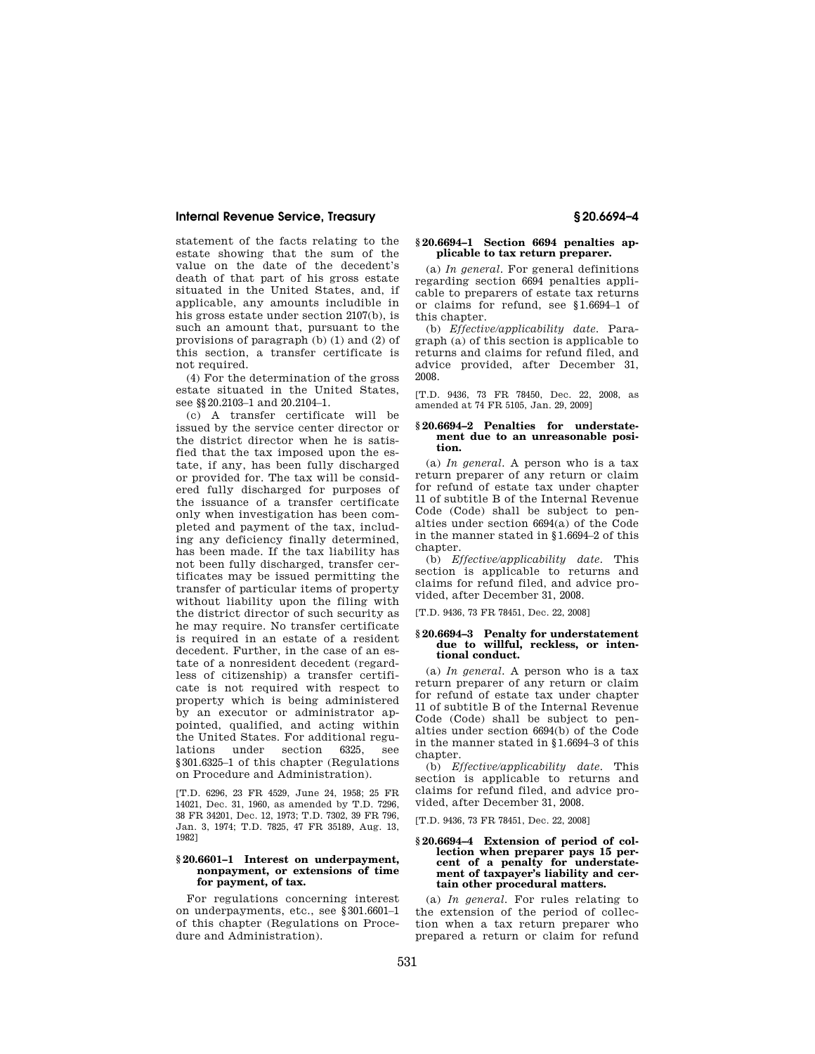statement of the facts relating to the estate showing that the sum of the value on the date of the decedent's death of that part of his gross estate situated in the United States, and, if applicable, any amounts includible in his gross estate under section 2107(b), is such an amount that, pursuant to the provisions of paragraph (b) (1) and (2) of this section, a transfer certificate is not required.

(4) For the determination of the gross estate situated in the United States, see §§20.2103–1 and 20.2104–1.

(c) A transfer certificate will be issued by the service center director or the district director when he is satisfied that the tax imposed upon the estate, if any, has been fully discharged or provided for. The tax will be considered fully discharged for purposes of the issuance of a transfer certificate only when investigation has been completed and payment of the tax, including any deficiency finally determined, has been made. If the tax liability has not been fully discharged, transfer certificates may be issued permitting the transfer of particular items of property without liability upon the filing with the district director of such security as he may require. No transfer certificate is required in an estate of a resident decedent. Further, in the case of an estate of a nonresident decedent (regardless of citizenship) a transfer certificate is not required with respect to property which is being administered by an executor or administrator appointed, qualified, and acting within the United States. For additional regulations under section 6325, see §301.6325–1 of this chapter (Regulations on Procedure and Administration).

[T.D. 6296, 23 FR 4529, June 24, 1958; 25 FR 14021, Dec. 31, 1960, as amended by T.D. 7296, 38 FR 34201, Dec. 12, 1973; T.D. 7302, 39 FR 796, Jan. 3, 1974; T.D. 7825, 47 FR 35189, Aug. 13, 1982]

### §20.6601–1 Interest on underpayment, nonpayment, or extensions of time for payment, of tax.

For regulations concerning interest on underpayments, etc., see §301.6601–1 of this chapter (Regulations on Procedure and Administration).

### §20.6694–1 Section 6694 penalties applicable to tax return preparer.

(a) *In general.* For general definitions regarding section 6694 penalties applicable to preparers of estate tax returns or claims for refund, see §1.6694–1 of this chapter.

(b) *Effective/applicability date.* Paragraph (a) of this section is applicable to returns and claims for refund filed, and advice provided, after December 31, 2008.

[T.D. 9436, 73 FR 78450, Dec. 22, 2008, as amended at 74 FR 5105, Jan. 29, 2009]

### §20.6694–2 Penalties for understatement due to an unreasonable position.

(a) *In general.* A person who is a tax return preparer of any return or claim for refund of estate tax under chapter 11 of subtitle B of the Internal Revenue Code (Code) shall be subject to penalties under section 6694(a) of the Code in the manner stated in §1.6694–2 of this chapter.

(b) *Effective/applicability date.* This section is applicable to returns and claims for refund filed, and advice provided, after December 31, 2008.

[T.D. 9436, 73 FR 78451, Dec. 22, 2008]

### §20.6694–3 Penalty for understatement due to willful, reckless, or intentional conduct.

(a) *In general.* A person who is a tax return preparer of any return or claim for refund of estate tax under chapter 11 of subtitle B of the Internal Revenue Code (Code) shall be subject to penalties under section 6694(b) of the Code in the manner stated in §1.6694–3 of this chapter.

(b) *Effective/applicability date.* This section is applicable to returns and claims for refund filed, and advice provided, after December 31, 2008.

[T.D. 9436, 73 FR 78451, Dec. 22, 2008]

### §20.6694–4 Extension of period of collection when preparer pays 15 percent of a penalty for understatement of taxpayer's liability and certain other procedural matters.

(a) *In general.* For rules relating to the extension of the period of collection when a tax return preparer who prepared a return or claim for refund